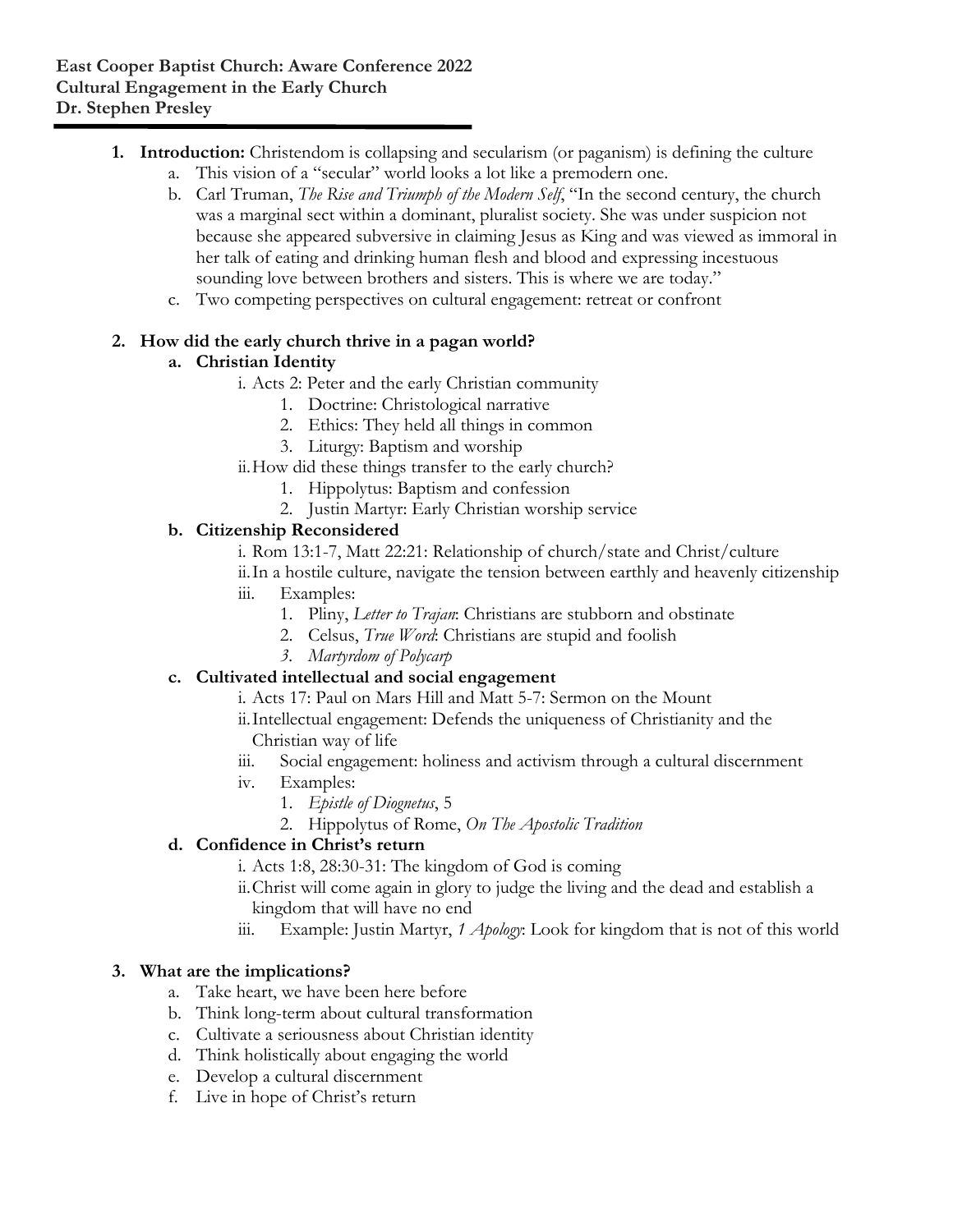**East Cooper Baptist Church: Aware Conference 2022**
**Cultural Engagement in the Early Church**
**Dr. Stephen Presley**

---

1. **Introduction:** Christendom is collapsing and secularism (or paganism) is defining the culture
    a. This vision of a "secular" world looks a lot like a premodern one.
    b. Carl Truman, *The Rise and Triumph of the Modern Self*, "In the second century, the church was a marginal sect within a dominant, pluralist society. She was under suspicion not because she appeared subversive in claiming Jesus as King and was viewed as immoral in her talk of eating and drinking human flesh and blood and expressing incestuous sounding love between brothers and sisters. This is where we are today."
    c. Two competing perspectives on cultural engagement: retreat or confront

2. **How did the early church thrive in a pagan world?**
    a. **Christian Identity**
        i. Acts 2: Peter and the early Christian community
            1. Doctrine: Christological narrative
            2. Ethics: They held all things in common
            3. Liturgy: Baptism and worship
        ii. How did these things transfer to the early church?
            1. Hippolytus: Baptism and confession
            2. Justin Martyr: Early Christian worship service
    b. **Citizenship Reconsidered**
        i. Rom 13:1-7, Matt 22:21: Relationship of church/state and Christ/culture
        ii. In a hostile culture, navigate the tension between earthly and heavenly citizenship
        iii. Examples:
            1. Pliny, *Letter to Trajan*: Christians are stubborn and obstinate
            2. Celsus, *True Word*: Christians are stupid and foolish
            3. *Martyrdom of Polycarp*
    c. **Cultivated intellectual and social engagement**
        i. Acts 17: Paul on Mars Hill and Matt 5-7: Sermon on the Mount
        ii. Intellectual engagement: Defends the uniqueness of Christianity and the Christian way of life
        iii. Social engagement: holiness and activism through a cultural discernment
        iv. Examples:
            1. *Epistle of Diognetus*, 5
            2. Hippolytus of Rome, *On The Apostolic Tradition*
    d. **Confidence in Christ's return**
        i. Acts 1:8, 28:30-31: The kingdom of God is coming
        ii. Christ will come again in glory to judge the living and the dead and establish a kingdom that will have no end
        iii. Example: Justin Martyr, *1 Apology*: Look for kingdom that is not of this world

3. **What are the implications?**
    a. Take heart, we have been here before
    b. Think long-term about cultural transformation
    c. Cultivate a seriousness about Christian identity
    d. Think holistically about engaging the world
    e. Develop a cultural discernment
    f. Live in hope of Christ's return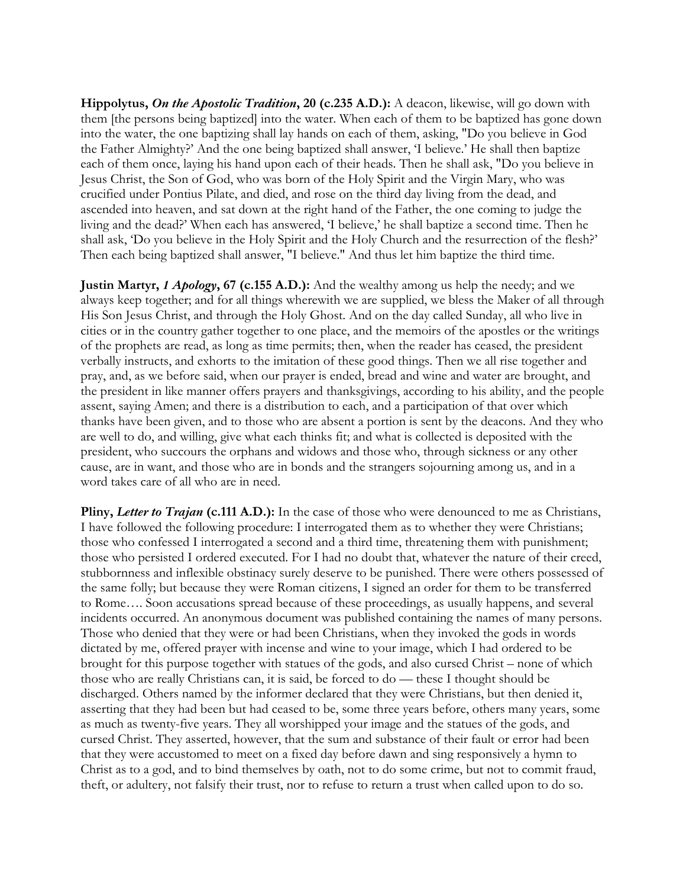**Hippolytus, *On the Apostolic Tradition*, 20 (c.235 A.D.):** A deacon, likewise, will go down with them [the persons being baptized] into the water. When each of them to be baptized has gone down into the water, the one baptizing shall lay hands on each of them, asking, "Do you believe in God the Father Almighty?' And the one being baptized shall answer, 'I believe.' He shall then baptize each of them once, laying his hand upon each of their heads. Then he shall ask, "Do you believe in Jesus Christ, the Son of God, who was born of the Holy Spirit and the Virgin Mary, who was crucified under Pontius Pilate, and died, and rose on the third day living from the dead, and ascended into heaven, and sat down at the right hand of the Father, the one coming to judge the living and the dead?' When each has answered, 'I believe,' he shall baptize a second time. Then he shall ask, 'Do you believe in the Holy Spirit and the Holy Church and the resurrection of the flesh?' Then each being baptized shall answer, "I believe." And thus let him baptize the third time.

**Justin Martyr, *1 Apology*, 67 (c.155 A.D.):** And the wealthy among us help the needy; and we always keep together; and for all things wherewith we are supplied, we bless the Maker of all through His Son Jesus Christ, and through the Holy Ghost. And on the day called Sunday, all who live in cities or in the country gather together to one place, and the memoirs of the apostles or the writings of the prophets are read, as long as time permits; then, when the reader has ceased, the president verbally instructs, and exhorts to the imitation of these good things. Then we all rise together and pray, and, as we before said, when our prayer is ended, bread and wine and water are brought, and the president in like manner offers prayers and thanksgivings, according to his ability, and the people assent, saying Amen; and there is a distribution to each, and a participation of that over which thanks have been given, and to those who are absent a portion is sent by the deacons. And they who are well to do, and willing, give what each thinks fit; and what is collected is deposited with the president, who succours the orphans and widows and those who, through sickness or any other cause, are in want, and those who are in bonds and the strangers sojourning among us, and in a word takes care of all who are in need.

**Pliny, *Letter to Trajan* (c.111 A.D.):** In the case of those who were denounced to me as Christians, I have followed the following procedure: I interrogated them as to whether they were Christians; those who confessed I interrogated a second and a third time, threatening them with punishment; those who persisted I ordered executed. For I had no doubt that, whatever the nature of their creed, stubbornness and inflexible obstinacy surely deserve to be punished. There were others possessed of the same folly; but because they were Roman citizens, I signed an order for them to be transferred to Rome…. Soon accusations spread because of these proceedings, as usually happens, and several incidents occurred. An anonymous document was published containing the names of many persons. Those who denied that they were or had been Christians, when they invoked the gods in words dictated by me, offered prayer with incense and wine to your image, which I had ordered to be brought for this purpose together with statues of the gods, and also cursed Christ – none of which those who are really Christians can, it is said, be forced to do — these I thought should be discharged. Others named by the informer declared that they were Christians, but then denied it, asserting that they had been but had ceased to be, some three years before, others many years, some as much as twenty-five years. They all worshipped your image and the statues of the gods, and cursed Christ. They asserted, however, that the sum and substance of their fault or error had been that they were accustomed to meet on a fixed day before dawn and sing responsively a hymn to Christ as to a god, and to bind themselves by oath, not to do some crime, but not to commit fraud, theft, or adultery, not falsify their trust, nor to refuse to return a trust when called upon to do so.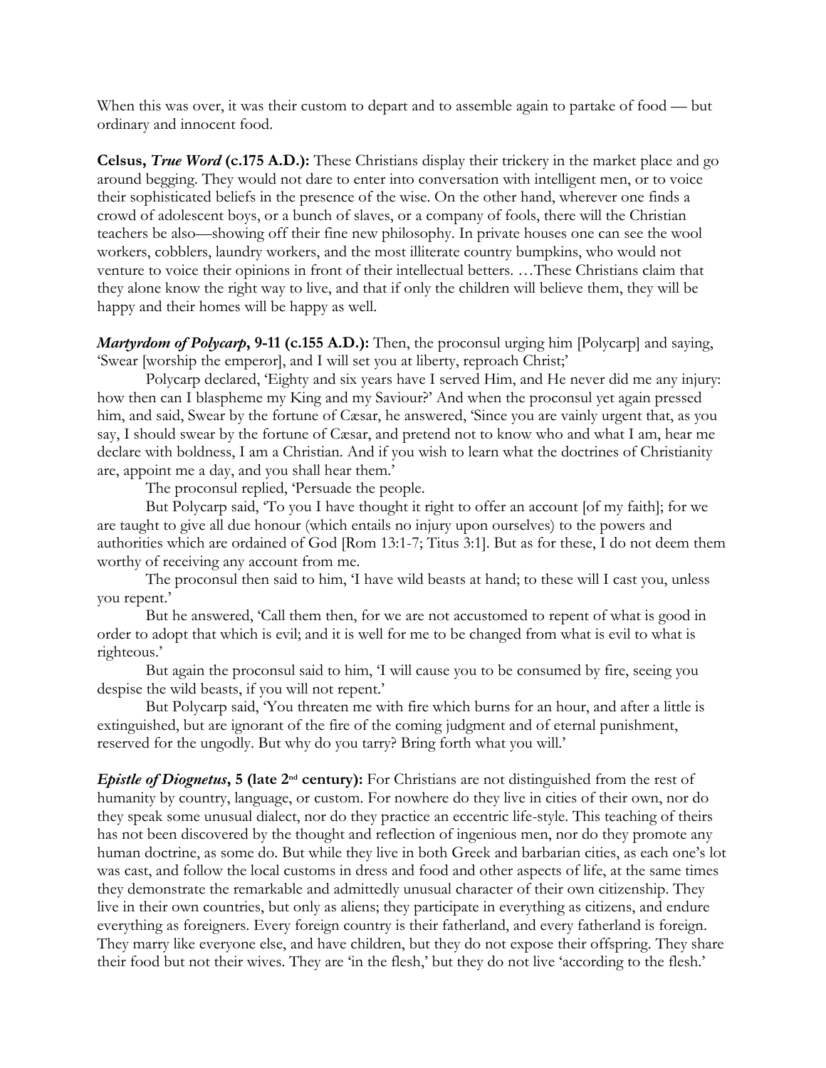When this was over, it was their custom to depart and to assemble again to partake of food — but ordinary and innocent food.

**Celsus, *True Word* (c.175 A.D.):** These Christians display their trickery in the market place and go around begging. They would not dare to enter into conversation with intelligent men, or to voice their sophisticated beliefs in the presence of the wise. On the other hand, wherever one finds a crowd of adolescent boys, or a bunch of slaves, or a company of fools, there will the Christian teachers be also—showing off their fine new philosophy. In private houses one can see the wool workers, cobblers, laundry workers, and the most illiterate country bumpkins, who would not venture to voice their opinions in front of their intellectual betters. …These Christians claim that they alone know the right way to live, and that if only the children will believe them, they will be happy and their homes will be happy as well.

***Martyrdom of Polycarp*, 9-11 (c.155 A.D.):** Then, the proconsul urging him [Polycarp] and saying, 'Swear [worship the emperor], and I will set you at liberty, reproach Christ;'

Polycarp declared, 'Eighty and six years have I served Him, and He never did me any injury: how then can I blaspheme my King and my Saviour?' And when the proconsul yet again pressed him, and said, Swear by the fortune of Cæsar, he answered, 'Since you are vainly urgent that, as you say, I should swear by the fortune of Cæsar, and pretend not to know who and what I am, hear me declare with boldness, I am a Christian. And if you wish to learn what the doctrines of Christianity are, appoint me a day, and you shall hear them.'

The proconsul replied, 'Persuade the people.

But Polycarp said, 'To you I have thought it right to offer an account [of my faith]; for we are taught to give all due honour (which entails no injury upon ourselves) to the powers and authorities which are ordained of God [Rom 13:1-7; Titus 3:1]. But as for these, I do not deem them worthy of receiving any account from me.

The proconsul then said to him, 'I have wild beasts at hand; to these will I cast you, unless you repent.'

But he answered, 'Call them then, for we are not accustomed to repent of what is good in order to adopt that which is evil; and it is well for me to be changed from what is evil to what is righteous.'

But again the proconsul said to him, 'I will cause you to be consumed by fire, seeing you despise the wild beasts, if you will not repent.'

But Polycarp said, 'You threaten me with fire which burns for an hour, and after a little is extinguished, but are ignorant of the fire of the coming judgment and of eternal punishment, reserved for the ungodly. But why do you tarry? Bring forth what you will.'

***Epistle of Diognetus*, 5 (late 2nd century):** For Christians are not distinguished from the rest of humanity by country, language, or custom. For nowhere do they live in cities of their own, nor do they speak some unusual dialect, nor do they practice an eccentric life-style. This teaching of theirs has not been discovered by the thought and reflection of ingenious men, nor do they promote any human doctrine, as some do. But while they live in both Greek and barbarian cities, as each one's lot was cast, and follow the local customs in dress and food and other aspects of life, at the same times they demonstrate the remarkable and admittedly unusual character of their own citizenship. They live in their own countries, but only as aliens; they participate in everything as citizens, and endure everything as foreigners. Every foreign country is their fatherland, and every fatherland is foreign. They marry like everyone else, and have children, but they do not expose their offspring. They share their food but not their wives. They are 'in the flesh,' but they do not live 'according to the flesh.'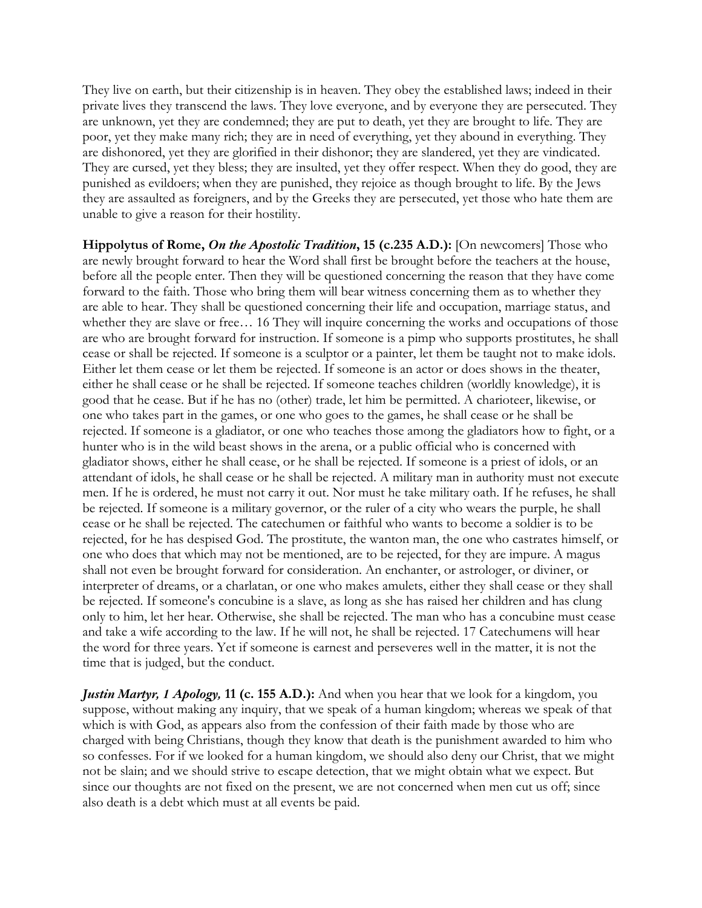They live on earth, but their citizenship is in heaven. They obey the established laws; indeed in their private lives they transcend the laws. They love everyone, and by everyone they are persecuted. They are unknown, yet they are condemned; they are put to death, yet they are brought to life. They are poor, yet they make many rich; they are in need of everything, yet they abound in everything. They are dishonored, yet they are glorified in their dishonor; they are slandered, yet they are vindicated. They are cursed, yet they bless; they are insulted, yet they offer respect. When they do good, they are punished as evildoers; when they are punished, they rejoice as though brought to life. By the Jews they are assaulted as foreigners, and by the Greeks they are persecuted, yet those who hate them are unable to give a reason for their hostility.

**Hippolytus of Rome, *On the Apostolic Tradition*, 15 (c.235 A.D.):** [On newcomers] Those who are newly brought forward to hear the Word shall first be brought before the teachers at the house, before all the people enter. Then they will be questioned concerning the reason that they have come forward to the faith. Those who bring them will bear witness concerning them as to whether they are able to hear. They shall be questioned concerning their life and occupation, marriage status, and whether they are slave or free… 16 They will inquire concerning the works and occupations of those are who are brought forward for instruction. If someone is a pimp who supports prostitutes, he shall cease or shall be rejected. If someone is a sculptor or a painter, let them be taught not to make idols. Either let them cease or let them be rejected. If someone is an actor or does shows in the theater, either he shall cease or he shall be rejected. If someone teaches children (worldly knowledge), it is good that he cease. But if he has no (other) trade, let him be permitted. A charioteer, likewise, or one who takes part in the games, or one who goes to the games, he shall cease or he shall be rejected. If someone is a gladiator, or one who teaches those among the gladiators how to fight, or a hunter who is in the wild beast shows in the arena, or a public official who is concerned with gladiator shows, either he shall cease, or he shall be rejected. If someone is a priest of idols, or an attendant of idols, he shall cease or he shall be rejected. A military man in authority must not execute men. If he is ordered, he must not carry it out. Nor must he take military oath. If he refuses, he shall be rejected. If someone is a military governor, or the ruler of a city who wears the purple, he shall cease or he shall be rejected. The catechumen or faithful who wants to become a soldier is to be rejected, for he has despised God. The prostitute, the wanton man, the one who castrates himself, or one who does that which may not be mentioned, are to be rejected, for they are impure. A magus shall not even be brought forward for consideration. An enchanter, or astrologer, or diviner, or interpreter of dreams, or a charlatan, or one who makes amulets, either they shall cease or they shall be rejected. If someone's concubine is a slave, as long as she has raised her children and has clung only to him, let her hear. Otherwise, she shall be rejected. The man who has a concubine must cease and take a wife according to the law. If he will not, he shall be rejected. 17 Catechumens will hear the word for three years. Yet if someone is earnest and perseveres well in the matter, it is not the time that is judged, but the conduct.

***Justin Martyr, 1 Apology,* 11 (c. 155 A.D.):** And when you hear that we look for a kingdom, you suppose, without making any inquiry, that we speak of a human kingdom; whereas we speak of that which is with God, as appears also from the confession of their faith made by those who are charged with being Christians, though they know that death is the punishment awarded to him who so confesses. For if we looked for a human kingdom, we should also deny our Christ, that we might not be slain; and we should strive to escape detection, that we might obtain what we expect. But since our thoughts are not fixed on the present, we are not concerned when men cut us off; since also death is a debt which must at all events be paid.